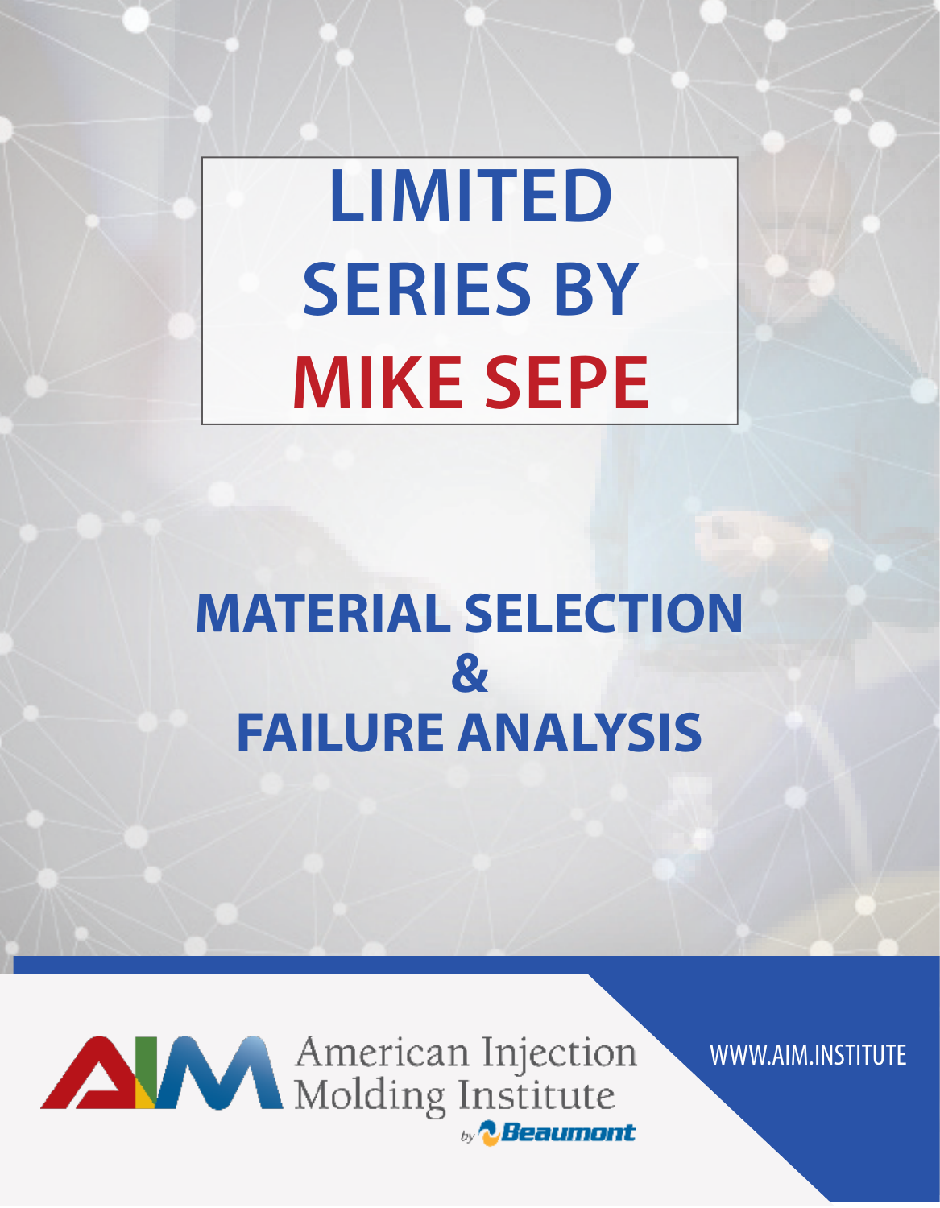# LIMITED SERIES BY MIKE SEPE

# MATERIAL SELECTION & FAILURE ANALYSIS

American Injection Molding Institute

by Beaumont

WWW.AIM.INSTITUTE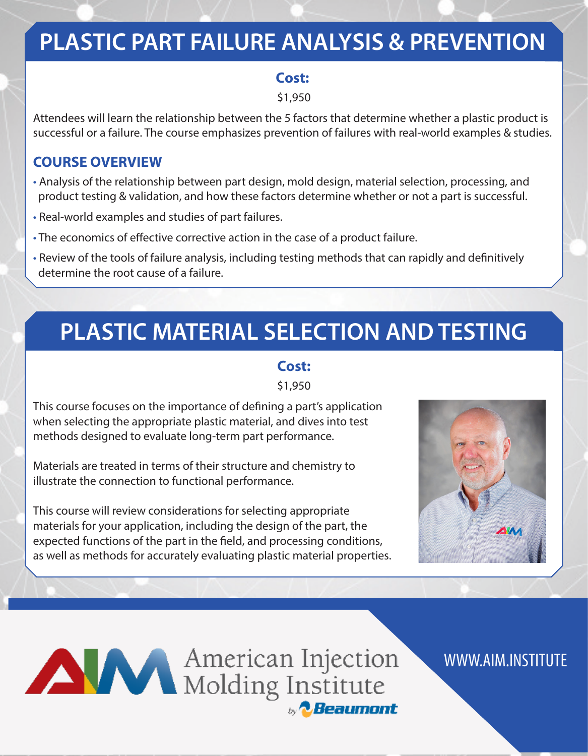# PLASTIC PART FAILURE ANALYSIS & PREVENTION

**Cost:**

$1,950

Attendees will learn the relationship between the 5 factors that determine whether a plastic product is successful or a failure. The course emphasizes prevention of failures with real-world examples & studies.

## COURSE OVERVIEW

- Analysis of the relationship between part design, mold design, material selection, processing, and product testing & validation, and how these factors determine whether or not a part is successful.
- Real-world examples and studies of part failures.
- The economics of effective corrective action in the case of a product failure.
- Review of the tools of failure analysis, including testing methods that can rapidly and definitively determine the root cause of a failure.

# PLASTIC MATERIAL SELECTION AND TESTING

**Cost:**

$1,950

This course focuses on the importance of defining a part's application when selecting the appropriate plastic material, and dives into test methods designed to evaluate long-term part performance.

Materials are treated in terms of their structure and chemistry to illustrate the connection to functional performance.

This course will review considerations for selecting appropriate materials for your application, including the design of the part, the expected functions of the part in the field, and processing conditions, as well as methods for accurately evaluating plastic material properties.

AIM American Injection Molding Institute by Beaumont

WWW.AIM.INSTITUTE